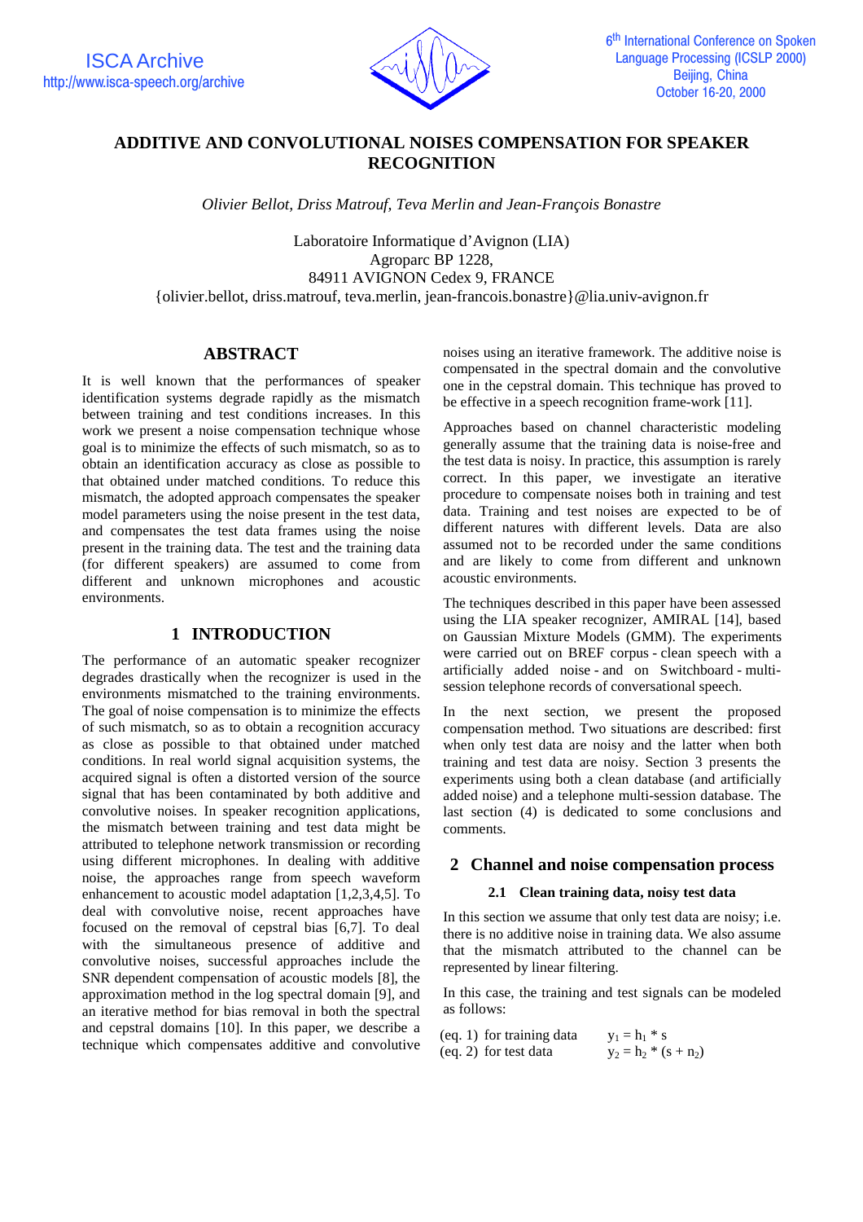# ADDITIVE AND CONVOLUTIONAL NOISES COMPENSATION FOR SPEAKER RECOGNITION

*Olivier Bellot, Driss Matrouf, Teva Merlin and Jean-François Bonastre*

Laboratoire Informatique d'Avignon (LIA)
Agroparc BP 1228,
84911 AVIGNON Cedex 9, FRANCE
{olivier.bellot, driss.matrouf, teva.merlin, jean-francois.bonastre}@lia.univ-avignon.fr

## ABSTRACT

It is well known that the performances of speaker identification systems degrade rapidly as the mismatch between training and test conditions increases. In this work we present a noise compensation technique whose goal is to minimize the effects of such mismatch, so as to obtain an identification accuracy as close as possible to that obtained under matched conditions. To reduce this mismatch, the adopted approach compensates the speaker model parameters using the noise present in the test data, and compensates the test data frames using the noise present in the training data. The test and the training data (for different speakers) are assumed to come from different and unknown microphones and acoustic environments.

## 1 INTRODUCTION

The performance of an automatic speaker recognizer degrades drastically when the recognizer is used in the environments mismatched to the training environments. The goal of noise compensation is to minimize the effects of such mismatch, so as to obtain a recognition accuracy as close as possible to that obtained under matched conditions. In real world signal acquisition systems, the acquired signal is often a distorted version of the source signal that has been contaminated by both additive and convolutive noises. In speaker recognition applications, the mismatch between training and test data might be attributed to telephone network transmission or recording using different microphones. In dealing with additive noise, the approaches range from speech waveform enhancement to acoustic model adaptation [1,2,3,4,5]. To deal with convolutive noise, recent approaches have focused on the removal of cepstral bias [6,7]. To deal with the simultaneous presence of additive and convolutive noises, successful approaches include the SNR dependent compensation of acoustic models [8], the approximation method in the log spectral domain [9], and an iterative method for bias removal in both the spectral and cepstral domains [10]. In this paper, we describe a technique which compensates additive and convolutive noises using an iterative framework. The additive noise is compensated in the spectral domain and the convolutive one in the cepstral domain. This technique has proved to be effective in a speech recognition frame-work [11].

Approaches based on channel characteristic modeling generally assume that the training data is noise-free and the test data is noisy. In practice, this assumption is rarely correct. In this paper, we investigate an iterative procedure to compensate noises both in training and test data. Training and test noises are expected to be of different natures with different levels. Data are also assumed not to be recorded under the same conditions and are likely to come from different and unknown acoustic environments.

The techniques described in this paper have been assessed using the LIA speaker recognizer, AMIRAL [14], based on Gaussian Mixture Models (GMM). The experiments were carried out on BREF corpus - clean speech with a artificially added noise - and on Switchboard - multi-session telephone records of conversational speech.

In the next section, we present the proposed compensation method. Two situations are described: first when only test data are noisy and the latter when both training and test data are noisy. Section 3 presents the experiments using both a clean database (and artificially added noise) and a telephone multi-session database. The last section (4) is dedicated to some conclusions and comments.

## 2 Channel and noise compensation process

### 2.1 Clean training data, noisy test data

In this section we assume that only test data are noisy; i.e. there is no additive noise in training data. We also assume that the mismatch attributed to the channel can be represented by linear filtering.

In this case, the training and test signals can be modeled as follows:

(eq. 1) for training data $y_1 = h_1 * s$

(eq. 2) for test data $y_2 = h_2 * (s + n_2)$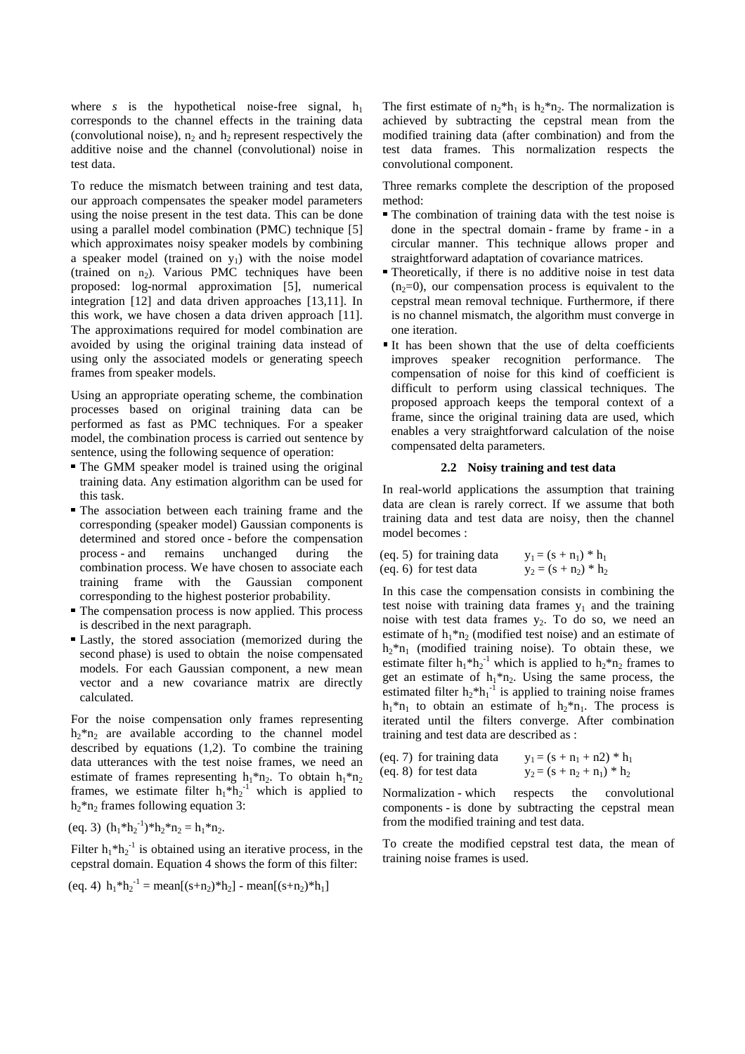where *s* is the hypothetical noise-free signal, $h_1$ corresponds to the channel effects in the training data (convolutional noise), $n_2$ and $h_2$ represent respectively the additive noise and the channel (convolutional) noise in test data.

To reduce the mismatch between training and test data, our approach compensates the speaker model parameters using the noise present in the test data. This can be done using a parallel model combination (PMC) technique [5] which approximates noisy speaker models by combining a speaker model (trained on $y_1$) with the noise model (trained on $n_2$). Various PMC techniques have been proposed: log-normal approximation [5], numerical integration [12] and data driven approaches [13,11]. In this work, we have chosen a data driven approach [11]. The approximations required for model combination are avoided by using the original training data instead of using only the associated models or generating speech frames from speaker models.

Using an appropriate operating scheme, the combination processes based on original training data can be performed as fast as PMC techniques. For a speaker model, the combination process is carried out sentence by sentence, using the following sequence of operation:

- The GMM speaker model is trained using the original training data. Any estimation algorithm can be used for this task.
- The association between each training frame and the corresponding (speaker model) Gaussian components is determined and stored once - before the compensation process - and remains unchanged during the combination process. We have chosen to associate each training frame with the Gaussian component corresponding to the highest posterior probability.
- The compensation process is now applied. This process is described in the next paragraph.
- Lastly, the stored association (memorized during the second phase) is used to obtain the noise compensated models. For each Gaussian component, a new mean vector and a new covariance matrix are directly calculated.

For the noise compensation only frames representing $h_2*n_2$ are available according to the channel model described by equations (1,2). To combine the training data utterances with the test noise frames, we need an estimate of frames representing $h_1*n_2$. To obtain $h_1*n_2$ frames, we estimate filter $h_1*h_2^{-1}$ which is applied to $h_2*n_2$ frames following equation 3:

(eq. 3) $(h_1*h_2^{-1})*h_2*n_2 = h_1*n_2$.

Filter $h_1*h_2^{-1}$ is obtained using an iterative process, in the cepstral domain. Equation 4 shows the form of this filter:

(eq. 4) $h_1*h_2^{-1} = \text{mean}[(s+n_2)*h_2] - \text{mean}[(s+n_2)*h_1]$

The first estimate of $n_2*h_1$ is $h_2*n_2$. The normalization is achieved by subtracting the cepstral mean from the modified training data (after combination) and from the test data frames. This normalization respects the convolutional component.

Three remarks complete the description of the proposed method:

- The combination of training data with the test noise is done in the spectral domain - frame by frame - in a circular manner. This technique allows proper and straightforward adaptation of covariance matrices.
- Theoretically, if there is no additive noise in test data ($n_2$=0), our compensation process is equivalent to the cepstral mean removal technique. Furthermore, if there is no channel mismatch, the algorithm must converge in one iteration.
- It has been shown that the use of delta coefficients improves speaker recognition performance. The compensation of noise for this kind of coefficient is difficult to perform using classical techniques. The proposed approach keeps the temporal context of a frame, since the original training data are used, which enables a very straightforward calculation of the noise compensated delta parameters.

### 2.2 Noisy training and test data

In real-world applications the assumption that training data are clean is rarely correct. If we assume that both training data and test data are noisy, then the channel model becomes :

(eq. 5) for training data $y_1 = (s + n_1) * h_1$
(eq. 6) for test data $y_2 = (s + n_2) * h_2$

In this case the compensation consists in combining the test noise with training data frames $y_1$ and the training noise with test data frames $y_2$. To do so, we need an estimate of $h_1*n_2$ (modified test noise) and an estimate of $h_2*n_1$ (modified training noise). To obtain these, we estimate filter $h_1*h_2^{-1}$ which is applied to $h_2*n_2$ frames to get an estimate of $h_1*n_2$. Using the same process, the estimated filter $h_2*h_1^{-1}$ is applied to training noise frames $h_1*n_1$ to obtain an estimate of $h_2*n_1$. The process is iterated until the filters converge. After combination training and test data are described as :

(eq. 7) for training data $y_1 = (s + n_1 + n2) * h_1$
(eq. 8) for test data $y_2 = (s + n_2 + n_1) * h_2$

Normalization - which respects the convolutional components - is done by subtracting the cepstral mean from the modified training and test data.

To create the modified cepstral test data, the mean of training noise frames is used.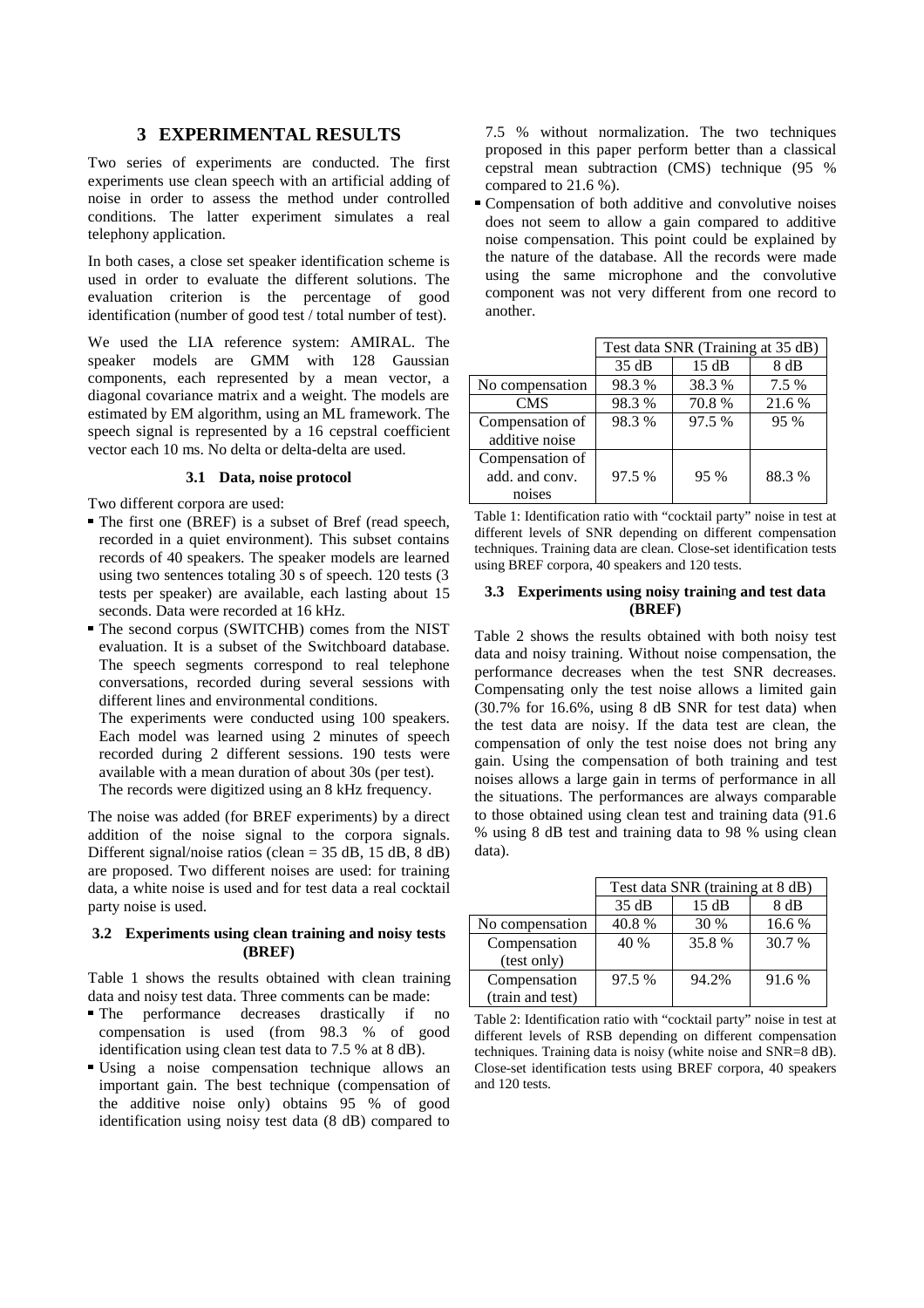## 3 EXPERIMENTAL RESULTS

Two series of experiments are conducted. The first experiments use clean speech with an artificial adding of noise in order to assess the method under controlled conditions. The latter experiment simulates a real telephony application.

In both cases, a close set speaker identification scheme is used in order to evaluate the different solutions. The evaluation criterion is the percentage of good identification (number of good test / total number of test).

We used the LIA reference system: AMIRAL. The speaker models are GMM with 128 Gaussian components, each represented by a mean vector, a diagonal covariance matrix and a weight. The models are estimated by EM algorithm, using an ML framework. The speech signal is represented by a 16 cepstral coefficient vector each 10 ms. No delta or delta-delta are used.

### 3.1 Data, noise protocol

Two different corpora are used:

- The first one (BREF) is a subset of Bref (read speech, recorded in a quiet environment). This subset contains records of 40 speakers. The speaker models are learned using two sentences totaling 30 s of speech. 120 tests (3 tests per speaker) are available, each lasting about 15 seconds. Data were recorded at 16 kHz.
- The second corpus (SWITCHB) comes from the NIST evaluation. It is a subset of the Switchboard database. The speech segments correspond to real telephone conversations, recorded during several sessions with different lines and environmental conditions.
  The experiments were conducted using 100 speakers. Each model was learned using 2 minutes of speech recorded during 2 different sessions. 190 tests were available with a mean duration of about 30s (per test).
  The records were digitized using an 8 kHz frequency.

The noise was added (for BREF experiments) by a direct addition of the noise signal to the corpora signals. Different signal/noise ratios (clean = 35 dB, 15 dB, 8 dB) are proposed. Two different noises are used: for training data, a white noise is used and for test data a real cocktail party noise is used.

### 3.2 Experiments using clean training and noisy tests (BREF)

Table 1 shows the results obtained with clean training data and noisy test data. Three comments can be made:

- The performance decreases drastically if no compensation is used (from 98.3 % of good identification using clean test data to 7.5 % at 8 dB).
- Using a noise compensation technique allows an important gain. The best technique (compensation of the additive noise only) obtains 95 % of good identification using noisy test data (8 dB) compared to 7.5 % without normalization. The two techniques proposed in this paper perform better than a classical cepstral mean subtraction (CMS) technique (95 % compared to 21.6 %).
- Compensation of both additive and convolutive noises does not seem to allow a gain compared to additive noise compensation. This point could be explained by the nature of the database. All the records were made using the same microphone and the convolutive component was not very different from one record to another.

| | Test data SNR (Training at 35 dB) | | |
|---|---|---|---|
| | 35 dB | 15 dB | 8 dB |
| No compensation | 98.3 % | 38.3 % | 7.5 % |
| CMS | 98.3 % | 70.8 % | 21.6 % |
| Compensation of additive noise | 98.3 % | 97.5 % | 95 % |
| Compensation of add. and conv. noises | 97.5 % | 95 % | 88.3 % |

Table 1: Identification ratio with "cocktail party" noise in test at different levels of SNR depending on different compensation techniques. Training data are clean. Close-set identification tests using BREF corpora, 40 speakers and 120 tests.

### 3.3 Experiments using noisy training and test data (BREF)

Table 2 shows the results obtained with both noisy test data and noisy training. Without noise compensation, the performance decreases when the test SNR decreases. Compensating only the test noise allows a limited gain (30.7% for 16.6%, using 8 dB SNR for test data) when the test data are noisy. If the data test are clean, the compensation of only the test noise does not bring any gain. Using the compensation of both training and test noises allows a large gain in terms of performance in all the situations. The performances are always comparable to those obtained using clean test and training data (91.6 % using 8 dB test and training data to 98 % using clean data).

| | Test data SNR (training at 8 dB) | | |
|---|---|---|---|
| | 35 dB | 15 dB | 8 dB |
| No compensation | 40.8 % | 30 % | 16.6 % |
| Compensation (test only) | 40 % | 35.8 % | 30.7 % |
| Compensation (train and test) | 97.5 % | 94.2% | 91.6 % |

Table 2: Identification ratio with "cocktail party" noise in test at different levels of RSB depending on different compensation techniques. Training data is noisy (white noise and SNR=8 dB). Close-set identification tests using BREF corpora, 40 speakers and 120 tests.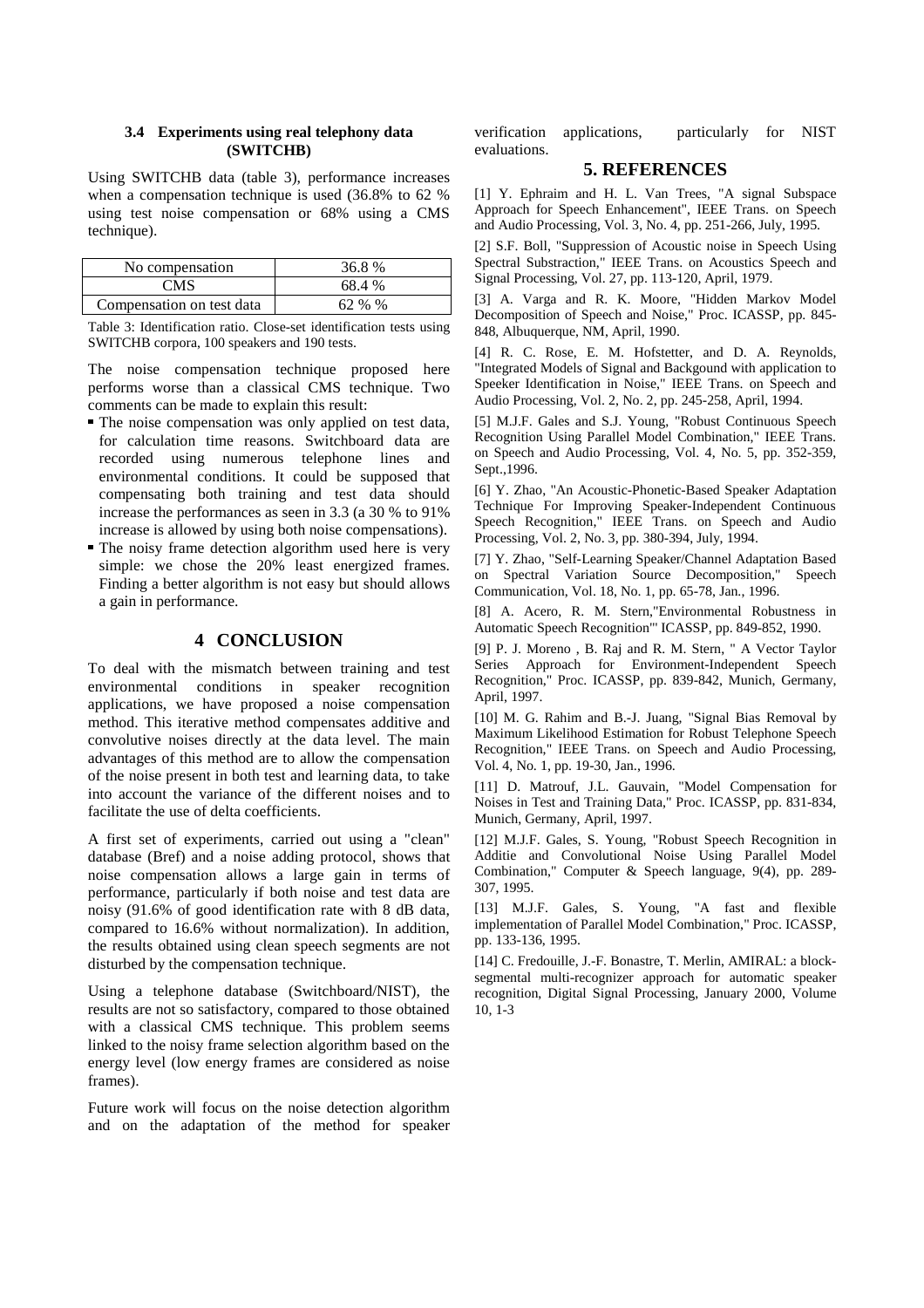### 3.4 Experiments using real telephony data (SWITCHB)

Using SWITCHB data (table 3), performance increases when a compensation technique is used (36.8% to 62 % using test noise compensation or 68% using a CMS technique).

| | |
|---|---|
| No compensation | 36.8 % |
| CMS | 68.4 % |
| Compensation on test data | 62 % % |

Table 3: Identification ratio. Close-set identification tests using SWITCHB corpora, 100 speakers and 190 tests.

The noise compensation technique proposed here performs worse than a classical CMS technique. Two comments can be made to explain this result:

- The noise compensation was only applied on test data, for calculation time reasons. Switchboard data are recorded using numerous telephone lines and environmental conditions. It could be supposed that compensating both training and test data should increase the performances as seen in 3.3 (a 30 % to 91% increase is allowed by using both noise compensations).
- The noisy frame detection algorithm used here is very simple: we chose the 20% least energized frames. Finding a better algorithm is not easy but should allows a gain in performance.

## 4 CONCLUSION

To deal with the mismatch between training and test environmental conditions in speaker recognition applications, we have proposed a noise compensation method. This iterative method compensates additive and convolutive noises directly at the data level. The main advantages of this method are to allow the compensation of the noise present in both test and learning data, to take into account the variance of the different noises and to facilitate the use of delta coefficients.

A first set of experiments, carried out using a "clean" database (Bref) and a noise adding protocol, shows that noise compensation allows a large gain in terms of performance, particularly if both noise and test data are noisy (91.6% of good identification rate with 8 dB data, compared to 16.6% without normalization). In addition, the results obtained using clean speech segments are not disturbed by the compensation technique.

Using a telephone database (Switchboard/NIST), the results are not so satisfactory, compared to those obtained with a classical CMS technique. This problem seems linked to the noisy frame selection algorithm based on the energy level (low energy frames are considered as noise frames).

Future work will focus on the noise detection algorithm and on the adaptation of the method for speaker verification applications, particularly for NIST evaluations.

## 5. REFERENCES

[1] Y. Ephraim and H. L. Van Trees, "A signal Subspace Approach for Speech Enhancement", IEEE Trans. on Speech and Audio Processing, Vol. 3, No. 4, pp. 251-266, July, 1995.

[2] S.F. Boll, "Suppression of Acoustic noise in Speech Using Spectral Substraction," IEEE Trans. on Acoustics Speech and Signal Processing, Vol. 27, pp. 113-120, April, 1979.

[3] A. Varga and R. K. Moore, "Hidden Markov Model Decomposition of Speech and Noise," Proc. ICASSP, pp. 845-848, Albuquerque, NM, April, 1990.

[4] R. C. Rose, E. M. Hofstetter, and D. A. Reynolds, "Integrated Models of Signal and Backgound with application to Speeker Identification in Noise," IEEE Trans. on Speech and Audio Processing, Vol. 2, No. 2, pp. 245-258, April, 1994.

[5] M.J.F. Gales and S.J. Young, "Robust Continuous Speech Recognition Using Parallel Model Combination," IEEE Trans. on Speech and Audio Processing, Vol. 4, No. 5, pp. 352-359, Sept.,1996.

[6] Y. Zhao, "An Acoustic-Phonetic-Based Speaker Adaptation Technique For Improving Speaker-Independent Continuous Speech Recognition," IEEE Trans. on Speech and Audio Processing, Vol. 2, No. 3, pp. 380-394, July, 1994.

[7] Y. Zhao, "Self-Learning Speaker/Channel Adaptation Based on Spectral Variation Source Decomposition," Speech Communication, Vol. 18, No. 1, pp. 65-78, Jan., 1996.

[8] A. Acero, R. M. Stern,"Environmental Robustness in Automatic Speech Recognition"' ICASSP, pp. 849-852, 1990.

[9] P. J. Moreno , B. Raj and R. M. Stern, " A Vector Taylor Series Approach for Environment-Independent Speech Recognition," Proc. ICASSP, pp. 839-842, Munich, Germany, April, 1997.

[10] M. G. Rahim and B.-J. Juang, "Signal Bias Removal by Maximum Likelihood Estimation for Robust Telephone Speech Recognition," IEEE Trans. on Speech and Audio Processing, Vol. 4, No. 1, pp. 19-30, Jan., 1996.

[11] D. Matrouf, J.L. Gauvain, "Model Compensation for Noises in Test and Training Data," Proc. ICASSP, pp. 831-834, Munich, Germany, April, 1997.

[12] M.J.F. Gales, S. Young, "Robust Speech Recognition in Additie and Convolutional Noise Using Parallel Model Combination," Computer & Speech language, 9(4), pp. 289-307, 1995.

[13] M.J.F. Gales, S. Young, "A fast and flexible implementation of Parallel Model Combination," Proc. ICASSP, pp. 133-136, 1995.

[14] C. Fredouille, J.-F. Bonastre, T. Merlin, AMIRAL: a block-segmental multi-recognizer approach for automatic speaker recognition, Digital Signal Processing, January 2000, Volume 10, 1-3